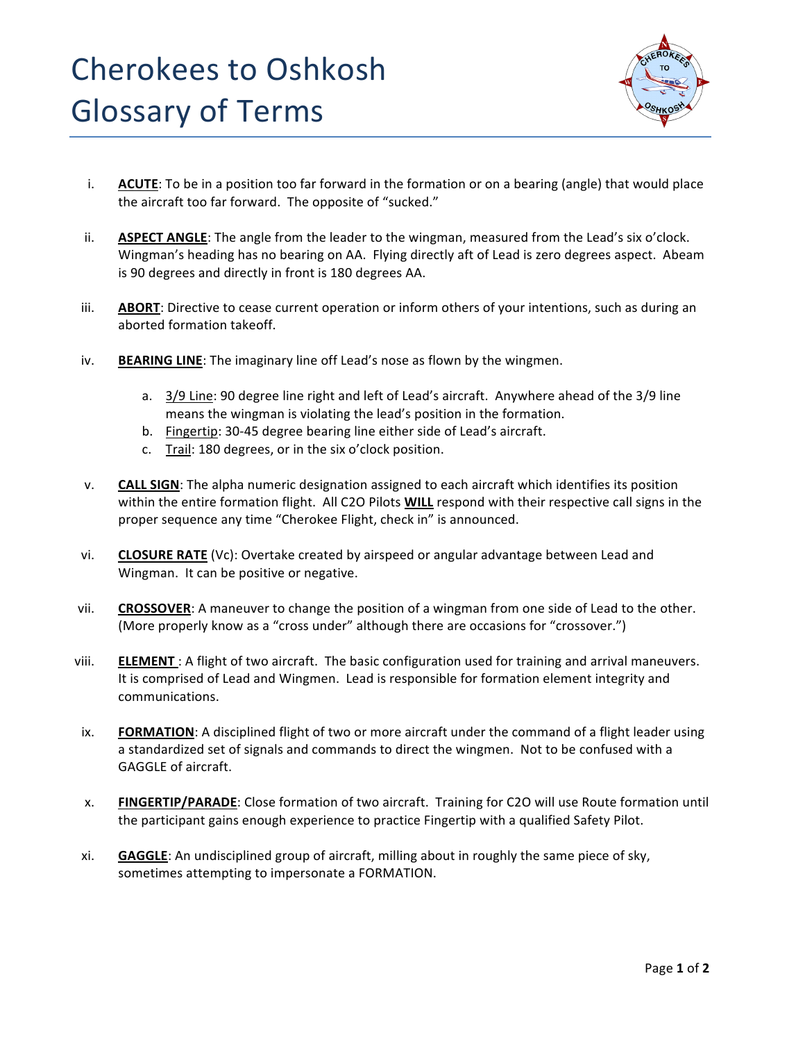# Cherokees to Oshkosh Glossary of Terms

i. **ACUTE**: To be in a position too far forward in the formation or on a bearing (angle) that would place the aircraft too far forward. The opposite of "sucked."

ii. **ASPECT ANGLE**: The angle from the leader to the wingman, measured from the Lead's six o'clock. Wingman's heading has no bearing on AA. Flying directly aft of Lead is zero degrees aspect. Abeam is 90 degrees and directly in front is 180 degrees AA.

iii. **ABORT**: Directive to cease current operation or inform others of your intentions, such as during an aborted formation takeoff.

iv. **BEARING LINE**: The imaginary line off Lead's nose as flown by the wingmen.

   a. 3/9 Line: 90 degree line right and left of Lead's aircraft. Anywhere ahead of the 3/9 line means the wingman is violating the lead's position in the formation.
   b. Fingertip: 30-45 degree bearing line either side of Lead's aircraft.
   c. Trail: 180 degrees, or in the six o'clock position.

v. **CALL SIGN**: The alpha numeric designation assigned to each aircraft which identifies its position within the entire formation flight. All C2O Pilots **WILL** respond with their respective call signs in the proper sequence any time "Cherokee Flight, check in" is announced.

vi. **CLOSURE RATE** (Vc): Overtake created by airspeed or angular advantage between Lead and Wingman. It can be positive or negative.

vii. **CROSSOVER**: A maneuver to change the position of a wingman from one side of Lead to the other. (More properly know as a "cross under" although there are occasions for "crossover.")

viii. **ELEMENT** : A flight of two aircraft. The basic configuration used for training and arrival maneuvers. It is comprised of Lead and Wingmen. Lead is responsible for formation element integrity and communications.

ix. **FORMATION**: A disciplined flight of two or more aircraft under the command of a flight leader using a standardized set of signals and commands to direct the wingmen. Not to be confused with a GAGGLE of aircraft.

x. **FINGERTIP/PARADE**: Close formation of two aircraft. Training for C2O will use Route formation until the participant gains enough experience to practice Fingertip with a qualified Safety Pilot.

xi. **GAGGLE**: An undisciplined group of aircraft, milling about in roughly the same piece of sky, sometimes attempting to impersonate a FORMATION.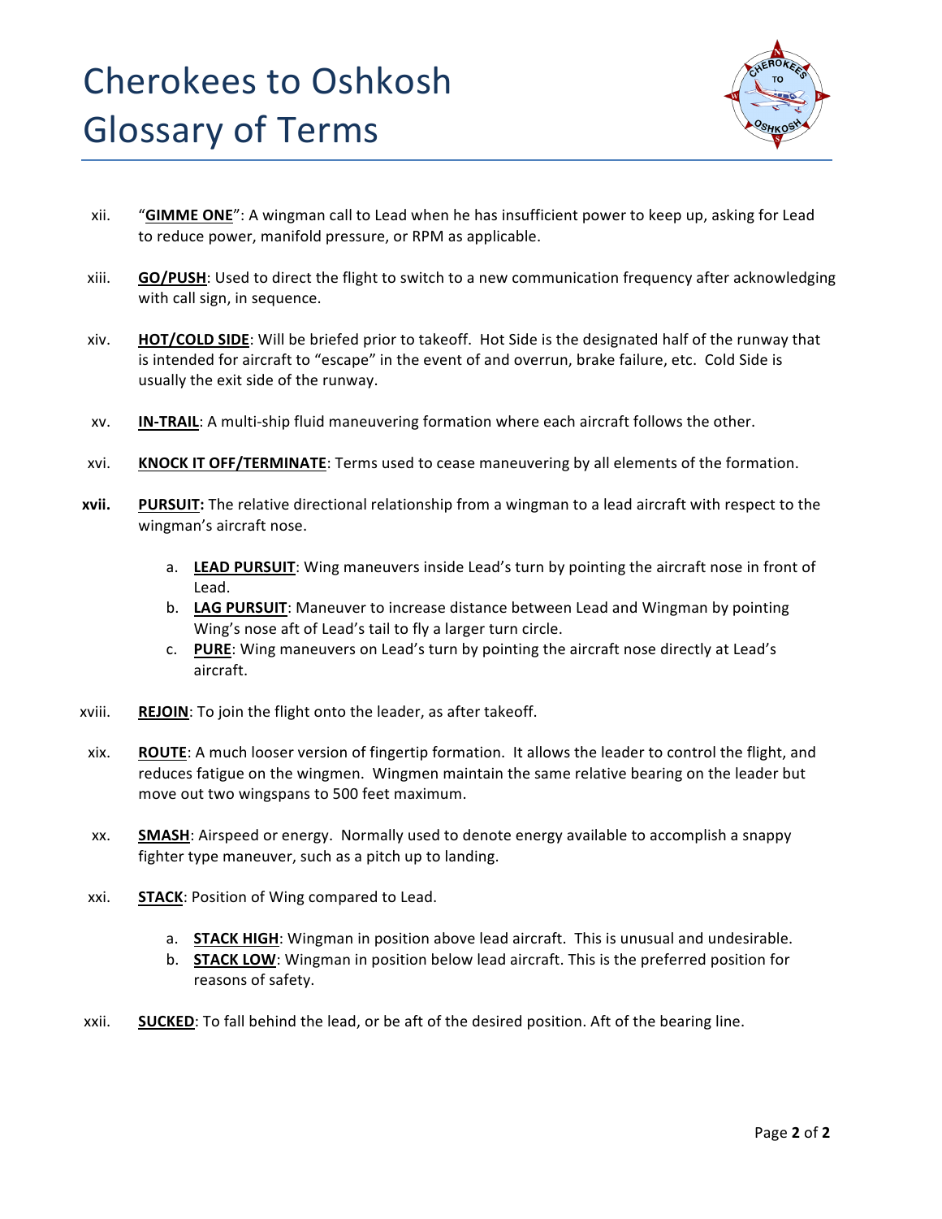# Cherokees to Oshkosh Glossary of Terms

xii. "**GIMME ONE**": A wingman call to Lead when he has insufficient power to keep up, asking for Lead to reduce power, manifold pressure, or RPM as applicable.

xiii. **GO/PUSH**: Used to direct the flight to switch to a new communication frequency after acknowledging with call sign, in sequence.

xiv. **HOT/COLD SIDE**: Will be briefed prior to takeoff. Hot Side is the designated half of the runway that is intended for aircraft to "escape" in the event of and overrun, brake failure, etc. Cold Side is usually the exit side of the runway.

xv. **IN-TRAIL**: A multi-ship fluid maneuvering formation where each aircraft follows the other.

xvi. **KNOCK IT OFF/TERMINATE**: Terms used to cease maneuvering by all elements of the formation.

**xvii.** **PURSUIT:** The relative directional relationship from a wingman to a lead aircraft with respect to the wingman's aircraft nose.

a. **LEAD PURSUIT**: Wing maneuvers inside Lead's turn by pointing the aircraft nose in front of Lead.
b. **LAG PURSUIT**: Maneuver to increase distance between Lead and Wingman by pointing Wing's nose aft of Lead's tail to fly a larger turn circle.
c. **PURE**: Wing maneuvers on Lead's turn by pointing the aircraft nose directly at Lead's aircraft.

xviii. **REJOIN**: To join the flight onto the leader, as after takeoff.

xix. **ROUTE**: A much looser version of fingertip formation. It allows the leader to control the flight, and reduces fatigue on the wingmen. Wingmen maintain the same relative bearing on the leader but move out two wingspans to 500 feet maximum.

xx. **SMASH**: Airspeed or energy. Normally used to denote energy available to accomplish a snappy fighter type maneuver, such as a pitch up to landing.

xxi. **STACK**: Position of Wing compared to Lead.

a. **STACK HIGH**: Wingman in position above lead aircraft. This is unusual and undesirable.
b. **STACK LOW**: Wingman in position below lead aircraft. This is the preferred position for reasons of safety.

xxii. **SUCKED**: To fall behind the lead, or be aft of the desired position. Aft of the bearing line.